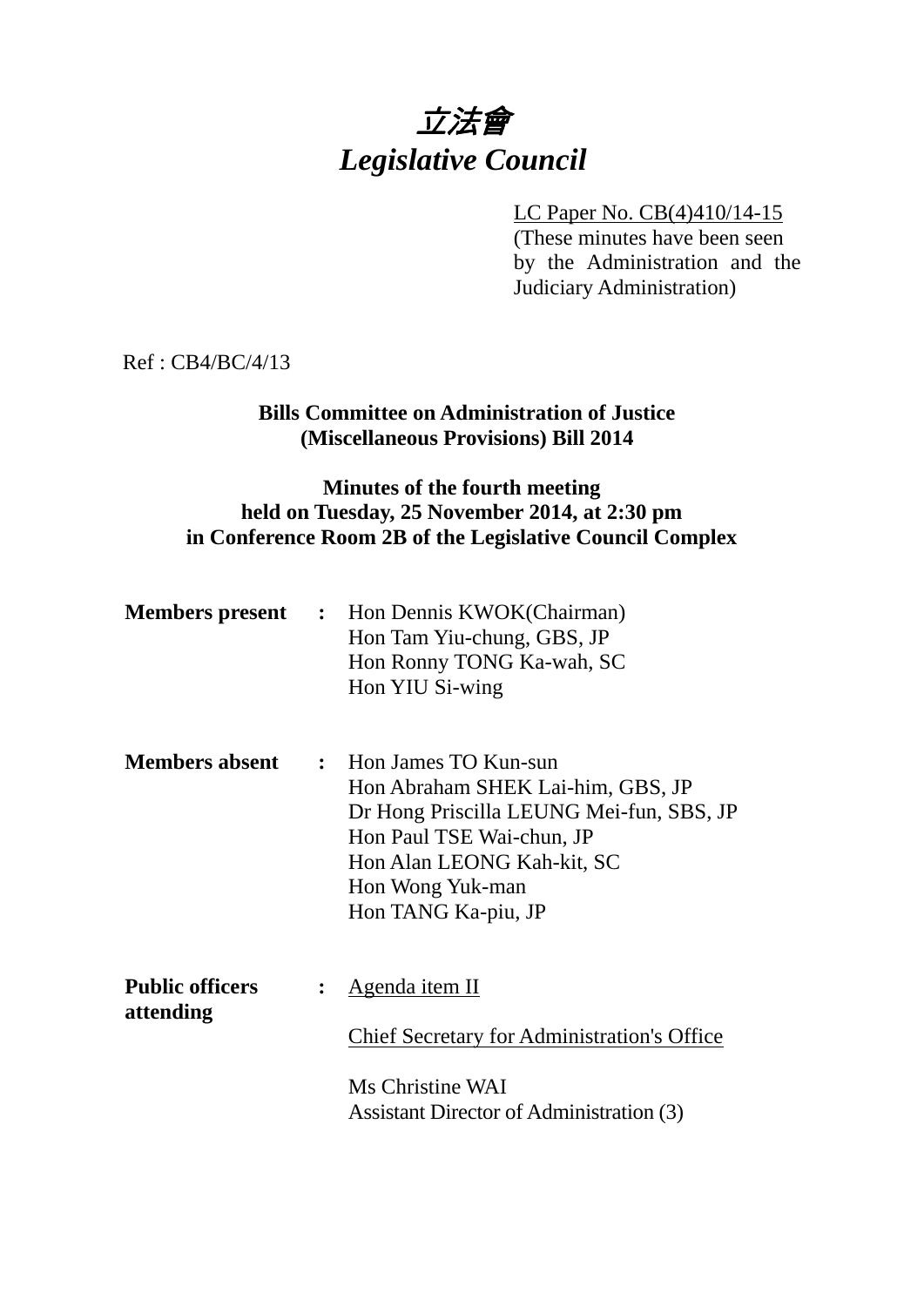# *立法會*
# *Legislative Council*

LC Paper No. CB(4)410/14-15
(These minutes have been seen by the Administration and the Judiciary Administration)

Ref : CB4/BC/4/13

**Bills Committee on Administration of Justice (Miscellaneous Provisions) Bill 2014**

**Minutes of the fourth meeting held on Tuesday, 25 November 2014, at 2:30 pm in Conference Room 2B of the Legislative Council Complex**

**Members present** : Hon Dennis KWOK(Chairman)
Hon Tam Yiu-chung, GBS, JP
Hon Ronny TONG Ka-wah, SC
Hon YIU Si-wing

**Members absent** : Hon James TO Kun-sun
Hon Abraham SHEK Lai-him, GBS, JP
Dr Hong Priscilla LEUNG Mei-fun, SBS, JP
Hon Paul TSE Wai-chun, JP
Hon Alan LEONG Kah-kit, SC
Hon Wong Yuk-man
Hon TANG Ka-piu, JP

**Public officers attending** : Agenda item II

Chief Secretary for Administration's Office

Ms Christine WAI
Assistant Director of Administration (3)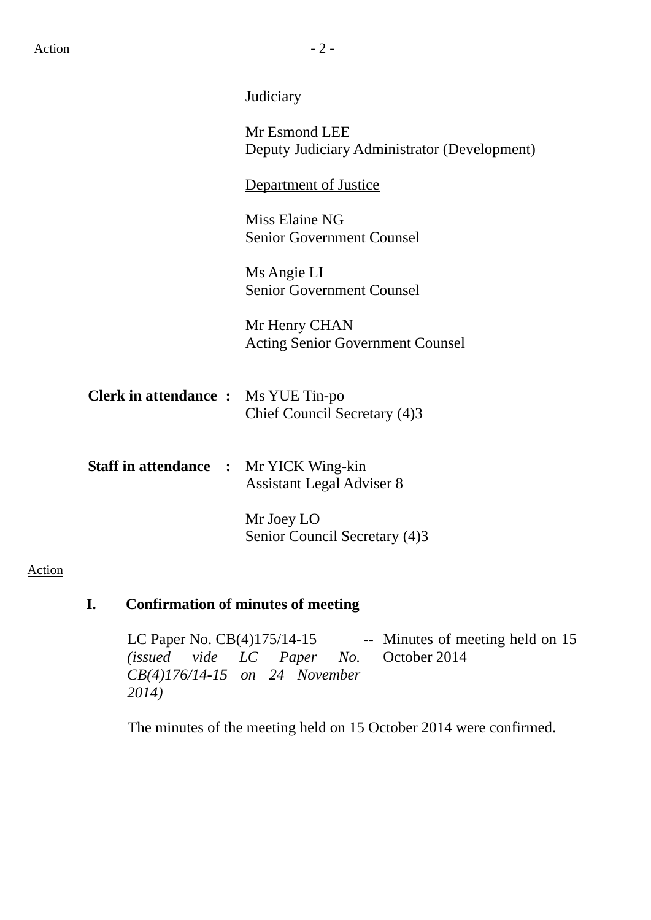Judiciary

Mr Esmond LEE
Deputy Judiciary Administrator (Development)

Department of Justice

Miss Elaine NG
Senior Government Counsel

Ms Angie LI
Senior Government Counsel

Mr Henry CHAN
Acting Senior Government Counsel

**Clerk in attendance :** Ms YUE Tin-po
Chief Council Secretary (4)3

**Staff in attendance :** Mr YICK Wing-kin
Assistant Legal Adviser 8

Mr Joey LO
Senior Council Secretary (4)3

---

Action

## I. Confirmation of minutes of meeting

LC Paper No. CB(4)175/14-15 *(issued vide LC Paper No. CB(4)176/14-15 on 24 November 2014)* -- Minutes of meeting held on 15 October 2014

The minutes of the meeting held on 15 October 2014 were confirmed.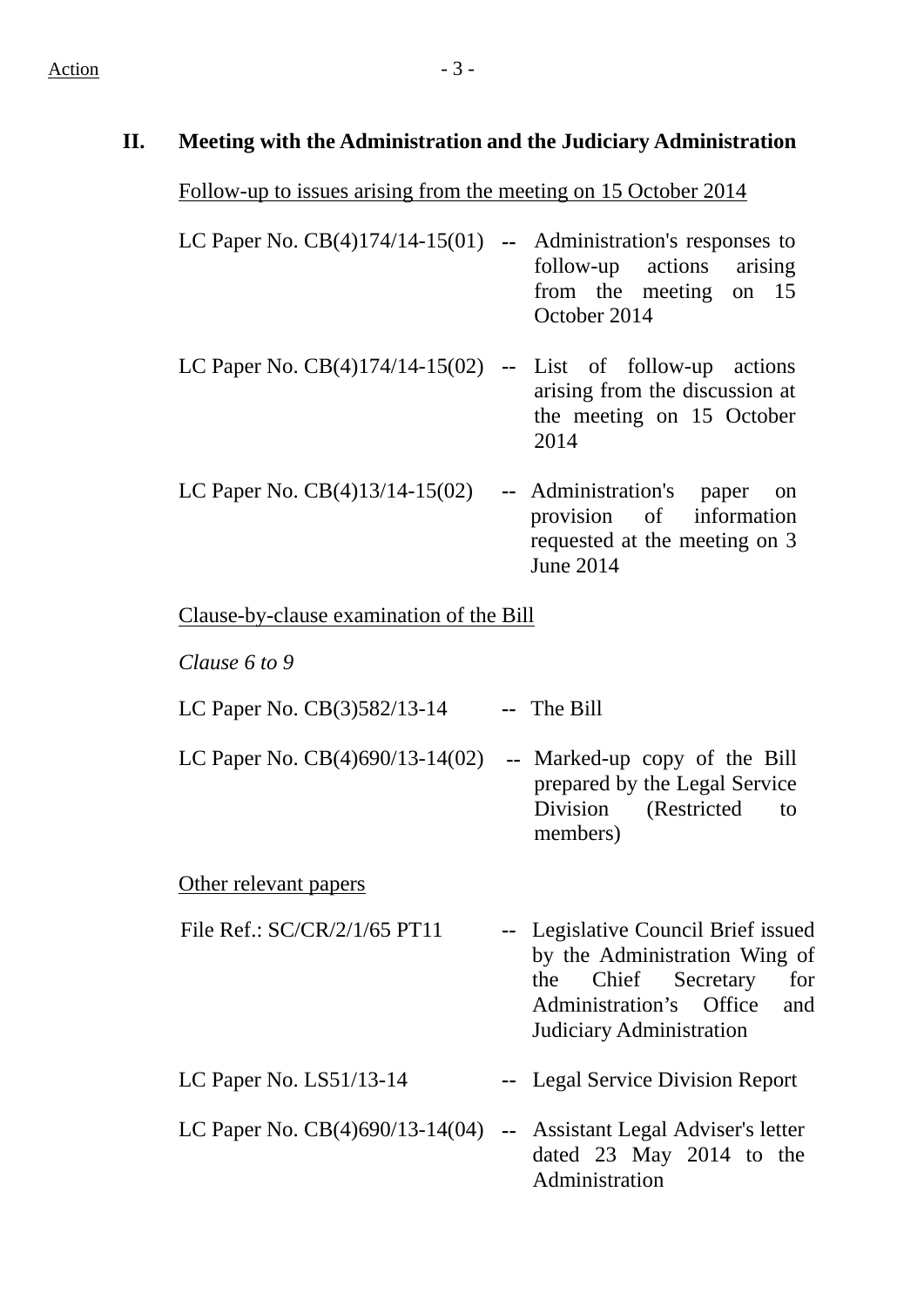## II. Meeting with the Administration and the Judiciary Administration

Follow-up to issues arising from the meeting on 15 October 2014

| | | |
|---|---|---|
| LC Paper No. CB(4)174/14-15(01) | -- | Administration's responses to follow-up actions arising from the meeting on 15 October 2014 |
| LC Paper No. CB(4)174/14-15(02) | -- | List of follow-up actions arising from the discussion at the meeting on 15 October 2014 |
| LC Paper No. CB(4)13/14-15(02) | -- | Administration's paper on provision of information requested at the meeting on 3 June 2014 |

Clause-by-clause examination of the Bill

*Clause 6 to 9*

| | | |
|---|---|---|
| LC Paper No. CB(3)582/13-14 | -- | The Bill |
| LC Paper No. CB(4)690/13-14(02) | -- | Marked-up copy of the Bill prepared by the Legal Service Division (Restricted to members) |

Other relevant papers

| | | |
|---|---|---|
| File Ref.: SC/CR/2/1/65 PT11 | -- | Legislative Council Brief issued by the Administration Wing of the Chief Secretary for Administration's Office and Judiciary Administration |
| LC Paper No. LS51/13-14 | -- | Legal Service Division Report |
| LC Paper No. CB(4)690/13-14(04) | -- | Assistant Legal Adviser's letter dated 23 May 2014 to the Administration |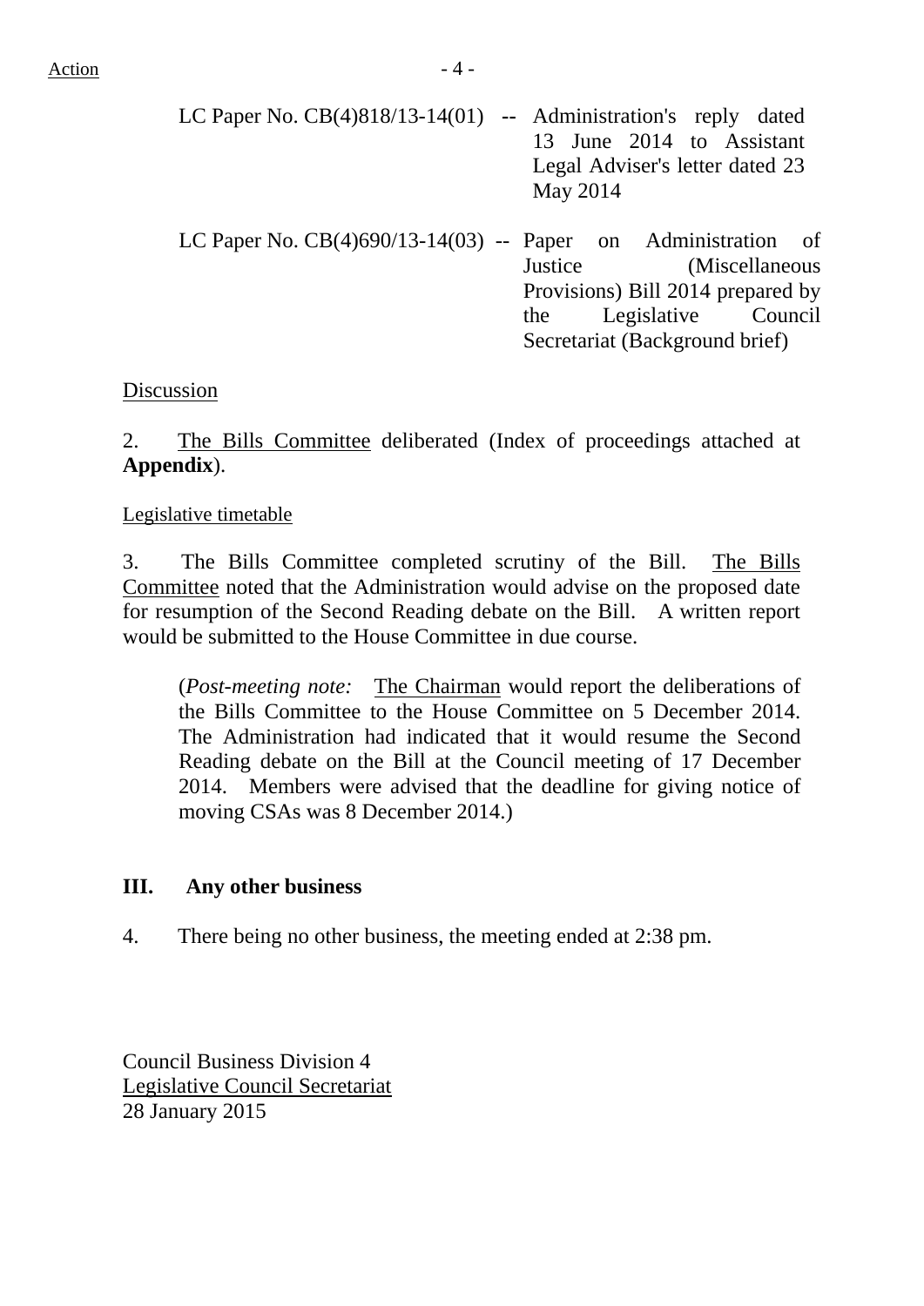Action

LC Paper No. CB(4)818/13-14(01) -- Administration's reply dated 13 June 2014 to Assistant Legal Adviser's letter dated 23 May 2014

LC Paper No. CB(4)690/13-14(03) -- Paper on Administration of Justice (Miscellaneous Provisions) Bill 2014 prepared by the Legislative Council Secretariat (Background brief)

Discussion

2. The Bills Committee deliberated (Index of proceedings attached at **Appendix**).

Legislative timetable

3. The Bills Committee completed scrutiny of the Bill. The Bills Committee noted that the Administration would advise on the proposed date for resumption of the Second Reading debate on the Bill. A written report would be submitted to the House Committee in due course.

(*Post-meeting note:* The Chairman would report the deliberations of the Bills Committee to the House Committee on 5 December 2014. The Administration had indicated that it would resume the Second Reading debate on the Bill at the Council meeting of 17 December 2014. Members were advised that the deadline for giving notice of moving CSAs was 8 December 2014.)

## III. Any other business

4. There being no other business, the meeting ended at 2:38 pm.

Council Business Division 4
Legislative Council Secretariat
28 January 2015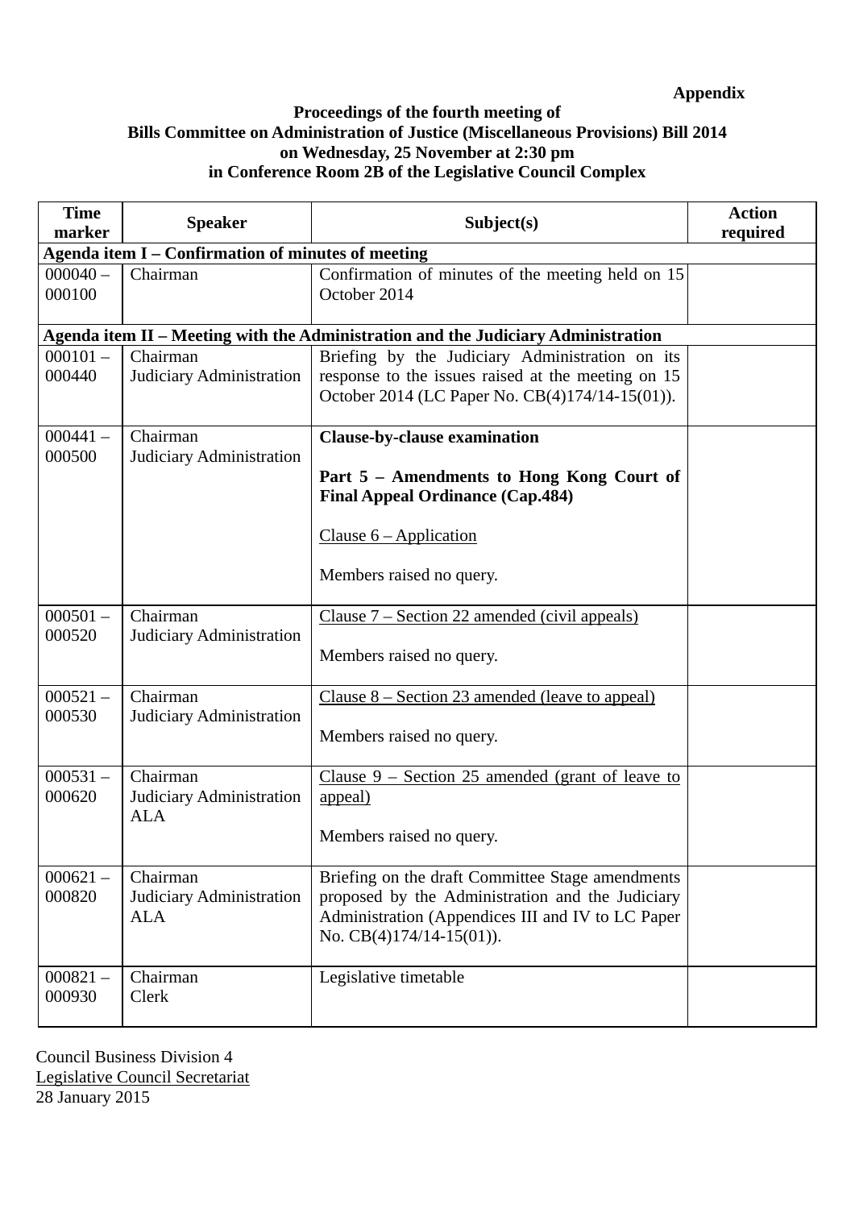**Appendix**

**Proceedings of the fourth meeting of**
**Bills Committee on Administration of Justice (Miscellaneous Provisions) Bill 2014**
**on Wednesday, 25 November at 2:30 pm**
**in Conference Room 2B of the Legislative Council Complex**

| **Time marker** | **Speaker** | **Subject(s)** | **Action required** |
|---|---|---|---|
| **Agenda item I – Confirmation of minutes of meeting** | | | |
| 000040 – 000100 | Chairman | Confirmation of minutes of the meeting held on 15 October 2014 | |
| **Agenda item II – Meeting with the Administration and the Judiciary Administration** | | | |
| 000101 – 000440 | Chairman<br>Judiciary Administration | Briefing by the Judiciary Administration on its response to the issues raised at the meeting on 15 October 2014 (LC Paper No. CB(4)174/14-15(01)). | |
| 000441 – 000500 | Chairman<br>Judiciary Administration | **Clause-by-clause examination**<br><br>**Part 5 – Amendments to Hong Kong Court of Final Appeal Ordinance (Cap.484)**<br><br><u>Clause 6 – Application</u><br><br>Members raised no query. | |
| 000501 – 000520 | Chairman<br>Judiciary Administration | <u>Clause 7 – Section 22 amended (civil appeals)</u><br><br>Members raised no query. | |
| 000521 – 000530 | Chairman<br>Judiciary Administration | <u>Clause 8 – Section 23 amended (leave to appeal)</u><br><br>Members raised no query. | |
| 000531 – 000620 | Chairman<br>Judiciary Administration<br>ALA | <u>Clause 9 – Section 25 amended (grant of leave to appeal)</u><br><br>Members raised no query. | |
| 000621 – 000820 | Chairman<br>Judiciary Administration<br>ALA | Briefing on the draft Committee Stage amendments proposed by the Administration and the Judiciary Administration (Appendices III and IV to LC Paper No. CB(4)174/14-15(01)). | |
| 000821 – 000930 | Chairman<br>Clerk | Legislative timetable | |

Council Business Division 4
<u>Legislative Council Secretariat</u>
28 January 2015